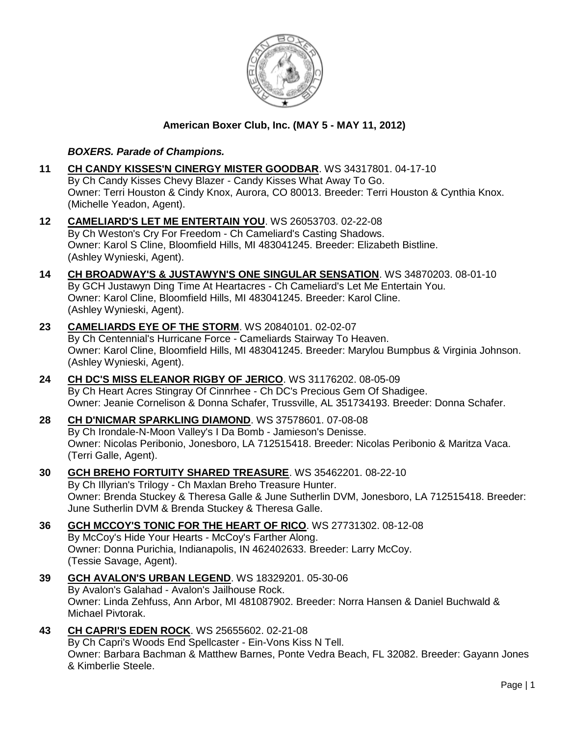**American Boxer Club, Inc. (MAY 5 - MAY 11, 2012)**

***BOXERS. Parade of Champions.***

**11** **CH CANDY KISSES'N CINERGY MISTER GOODBAR**. WS 34317801. 04-17-10
By Ch Candy Kisses Chevy Blazer - Candy Kisses What Away To Go.
Owner: Terri Houston & Cindy Knox, Aurora, CO 80013. Breeder: Terri Houston & Cynthia Knox.
(Michelle Yeadon, Agent).

**12** **CAMELIARD'S LET ME ENTERTAIN YOU**. WS 26053703. 02-22-08
By Ch Weston's Cry For Freedom - Ch Cameliard's Casting Shadows.
Owner: Karol S Cline, Bloomfield Hills, MI 483041245. Breeder: Elizabeth Bistline.
(Ashley Wynieski, Agent).

**14** **CH BROADWAY'S & JUSTAWYN'S ONE SINGULAR SENSATION**. WS 34870203. 08-01-10
By GCH Justawyn Ding Time At Heartacres - Ch Cameliard's Let Me Entertain You.
Owner: Karol Cline, Bloomfield Hills, MI 483041245. Breeder: Karol Cline.
(Ashley Wynieski, Agent).

**23** **CAMELIARDS EYE OF THE STORM**. WS 20840101. 02-02-07
By Ch Centennial's Hurricane Force - Cameliards Stairway To Heaven.
Owner: Karol Cline, Bloomfield Hills, MI 483041245. Breeder: Marylou Bumpbus & Virginia Johnson.
(Ashley Wynieski, Agent).

**24** **CH DC'S MISS ELEANOR RIGBY OF JERICO**. WS 31176202. 08-05-09
By Ch Heart Acres Stingray Of Cinnrhee - Ch DC's Precious Gem Of Shadigee.
Owner: Jeanie Cornelison & Donna Schafer, Trussville, AL 351734193. Breeder: Donna Schafer.

**28** **CH D'NICMAR SPARKLING DIAMOND**. WS 37578601. 07-08-08
By Ch Irondale-N-Moon Valley's I Da Bomb - Jamieson's Denisse.
Owner: Nicolas Peribonio, Jonesboro, LA 712515418. Breeder: Nicolas Peribonio & Maritza Vaca.
(Terri Galle, Agent).

**30** **GCH BREHO FORTUITY SHARED TREASURE**. WS 35462201. 08-22-10
By Ch Illyrian's Trilogy - Ch Maxlan Breho Treasure Hunter.
Owner: Brenda Stuckey & Theresa Galle & June Sutherlin DVM, Jonesboro, LA 712515418. Breeder: June Sutherlin DVM & Brenda Stuckey & Theresa Galle.

**36** **GCH MCCOY'S TONIC FOR THE HEART OF RICO**. WS 27731302. 08-12-08
By McCoy's Hide Your Hearts - McCoy's Farther Along.
Owner: Donna Purichia, Indianapolis, IN 462402633. Breeder: Larry McCoy.
(Tessie Savage, Agent).

**39** **GCH AVALON'S URBAN LEGEND**. WS 18329201. 05-30-06
By Avalon's Galahad - Avalon's Jailhouse Rock.
Owner: Linda Zehfuss, Ann Arbor, MI 481087902. Breeder: Norra Hansen & Daniel Buchwald & Michael Pivtorak.

**43** **CH CAPRI'S EDEN ROCK**. WS 25655602. 02-21-08
By Ch Capri's Woods End Spellcaster - Ein-Vons Kiss N Tell.
Owner: Barbara Bachman & Matthew Barnes, Ponte Vedra Beach, FL 32082. Breeder: Gayann Jones & Kimberlie Steele.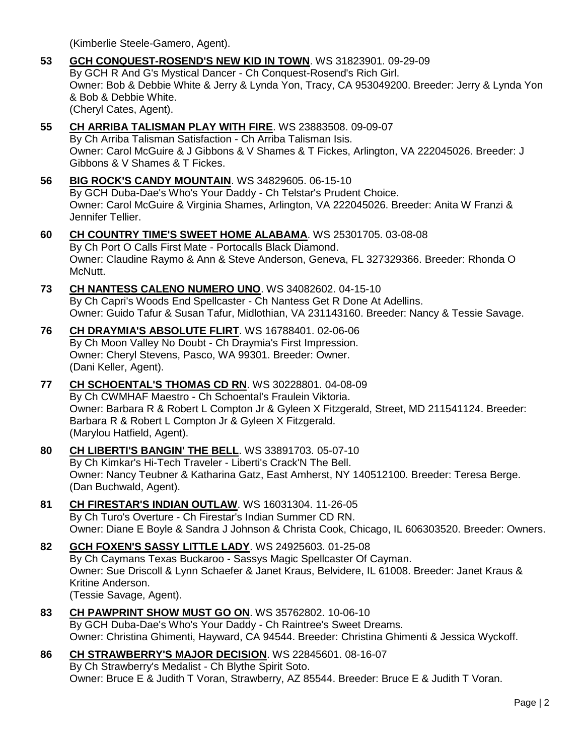(Kimberlie Steele-Gamero, Agent).

**53** **GCH CONQUEST-ROSEND'S NEW KID IN TOWN**. WS 31823901. 09-29-09
By GCH R And G's Mystical Dancer - Ch Conquest-Rosend's Rich Girl.
Owner: Bob & Debbie White & Jerry & Lynda Yon, Tracy, CA 953049200. Breeder: Jerry & Lynda Yon & Bob & Debbie White.
(Cheryl Cates, Agent).

**55** **CH ARRIBA TALISMAN PLAY WITH FIRE**. WS 23883508. 09-09-07
By Ch Arriba Talisman Satisfaction - Ch Arriba Talisman Isis.
Owner: Carol McGuire & J Gibbons & V Shames & T Fickes, Arlington, VA 222045026. Breeder: J Gibbons & V Shames & T Fickes.

**56** **BIG ROCK'S CANDY MOUNTAIN**. WS 34829605. 06-15-10
By GCH Duba-Dae's Who's Your Daddy - Ch Telstar's Prudent Choice.
Owner: Carol McGuire & Virginia Shames, Arlington, VA 222045026. Breeder: Anita W Franzi & Jennifer Tellier.

**60** **CH COUNTRY TIME'S SWEET HOME ALABAMA**. WS 25301705. 03-08-08
By Ch Port O Calls First Mate - Portocalls Black Diamond.
Owner: Claudine Raymo & Ann & Steve Anderson, Geneva, FL 327329366. Breeder: Rhonda O McNutt.

**73** **CH NANTESS CALENO NUMERO UNO**. WS 34082602. 04-15-10
By Ch Capri's Woods End Spellcaster - Ch Nantess Get R Done At Adellins.
Owner: Guido Tafur & Susan Tafur, Midlothian, VA 231143160. Breeder: Nancy & Tessie Savage.

**76** **CH DRAYMIA'S ABSOLUTE FLIRT**. WS 16788401. 02-06-06
By Ch Moon Valley No Doubt - Ch Draymia's First Impression.
Owner: Cheryl Stevens, Pasco, WA 99301. Breeder: Owner.
(Dani Keller, Agent).

**77** **CH SCHOENTAL'S THOMAS CD RN**. WS 30228801. 04-08-09
By Ch CWMHAF Maestro - Ch Schoental's Fraulein Viktoria.
Owner: Barbara R & Robert L Compton Jr & Gyleen X Fitzgerald, Street, MD 211541124. Breeder: Barbara R & Robert L Compton Jr & Gyleen X Fitzgerald.
(Marylou Hatfield, Agent).

**80** **CH LIBERTI'S BANGIN' THE BELL**. WS 33891703. 05-07-10
By Ch Kimkar's Hi-Tech Traveler - Liberti's Crack'N The Bell.
Owner: Nancy Teubner & Katharina Gatz, East Amherst, NY 140512100. Breeder: Teresa Berge.
(Dan Buchwald, Agent).

**81** **CH FIRESTAR'S INDIAN OUTLAW**. WS 16031304. 11-26-05
By Ch Turo's Overture - Ch Firestar's Indian Summer CD RN.
Owner: Diane E Boyle & Sandra J Johnson & Christa Cook, Chicago, IL 606303520. Breeder: Owners.

**82** **GCH FOXEN'S SASSY LITTLE LADY**. WS 24925603. 01-25-08
By Ch Caymans Texas Buckaroo - Sassys Magic Spellcaster Of Cayman.
Owner: Sue Driscoll & Lynn Schaefer & Janet Kraus, Belvidere, IL 61008. Breeder: Janet Kraus & Kritine Anderson.
(Tessie Savage, Agent).

**83** **CH PAWPRINT SHOW MUST GO ON**. WS 35762802. 10-06-10
By GCH Duba-Dae's Who's Your Daddy - Ch Raintree's Sweet Dreams.
Owner: Christina Ghimenti, Hayward, CA 94544. Breeder: Christina Ghimenti & Jessica Wyckoff.

**86** **CH STRAWBERRY'S MAJOR DECISION**. WS 22845601. 08-16-07
By Ch Strawberry's Medalist - Ch Blythe Spirit Soto.
Owner: Bruce E & Judith T Voran, Strawberry, AZ 85544. Breeder: Bruce E & Judith T Voran.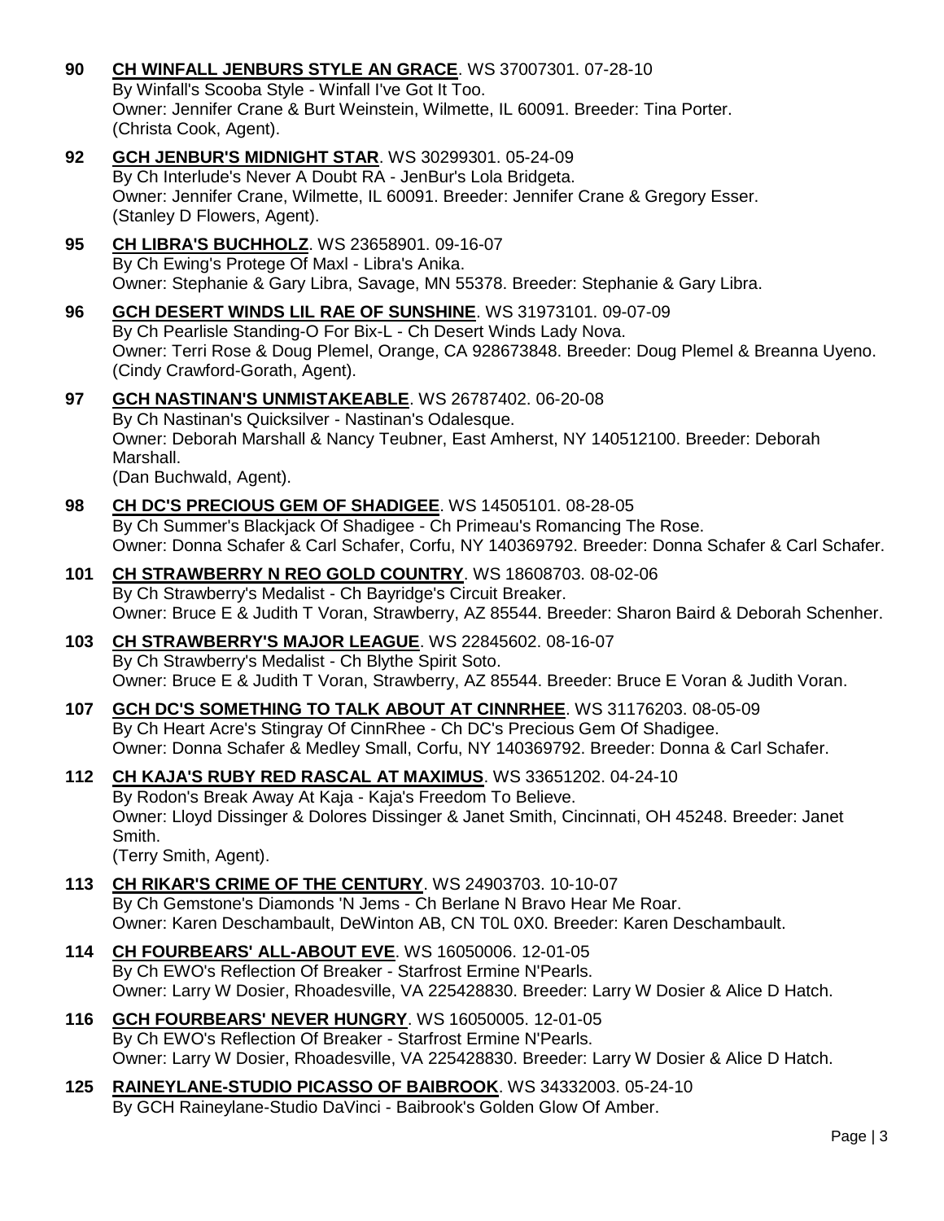**90** **CH WINFALL JENBURS STYLE AN GRACE**. WS 37007301. 07-28-10
By Winfall's Scooba Style - Winfall I've Got It Too.
Owner: Jennifer Crane & Burt Weinstein, Wilmette, IL 60091. Breeder: Tina Porter.
(Christa Cook, Agent).

**92** **GCH JENBUR'S MIDNIGHT STAR**. WS 30299301. 05-24-09
By Ch Interlude's Never A Doubt RA - JenBur's Lola Bridgeta.
Owner: Jennifer Crane, Wilmette, IL 60091. Breeder: Jennifer Crane & Gregory Esser.
(Stanley D Flowers, Agent).

**95** **CH LIBRA'S BUCHHOLZ**. WS 23658901. 09-16-07
By Ch Ewing's Protege Of Maxl - Libra's Anika.
Owner: Stephanie & Gary Libra, Savage, MN 55378. Breeder: Stephanie & Gary Libra.

**96** **GCH DESERT WINDS LIL RAE OF SUNSHINE**. WS 31973101. 09-07-09
By Ch Pearlisle Standing-O For Bix-L - Ch Desert Winds Lady Nova.
Owner: Terri Rose & Doug Plemel, Orange, CA 928673848. Breeder: Doug Plemel & Breanna Uyeno.
(Cindy Crawford-Gorath, Agent).

**97** **GCH NASTINAN'S UNMISTAKEABLE**. WS 26787402. 06-20-08
By Ch Nastinan's Quicksilver - Nastinan's Odalesque.
Owner: Deborah Marshall & Nancy Teubner, East Amherst, NY 140512100. Breeder: Deborah Marshall.
(Dan Buchwald, Agent).

**98** **CH DC'S PRECIOUS GEM OF SHADIGEE**. WS 14505101. 08-28-05
By Ch Summer's Blackjack Of Shadigee - Ch Primeau's Romancing The Rose.
Owner: Donna Schafer & Carl Schafer, Corfu, NY 140369792. Breeder: Donna Schafer & Carl Schafer.

**101** **CH STRAWBERRY N REO GOLD COUNTRY**. WS 18608703. 08-02-06
By Ch Strawberry's Medalist - Ch Bayridge's Circuit Breaker.
Owner: Bruce E & Judith T Voran, Strawberry, AZ 85544. Breeder: Sharon Baird & Deborah Schenher.

**103** **CH STRAWBERRY'S MAJOR LEAGUE**. WS 22845602. 08-16-07
By Ch Strawberry's Medalist - Ch Blythe Spirit Soto.
Owner: Bruce E & Judith T Voran, Strawberry, AZ 85544. Breeder: Bruce E Voran & Judith Voran.

**107** **GCH DC'S SOMETHING TO TALK ABOUT AT CINNRHEE**. WS 31176203. 08-05-09
By Ch Heart Acre's Stingray Of CinnRhee - Ch DC's Precious Gem Of Shadigee.
Owner: Donna Schafer & Medley Small, Corfu, NY 140369792. Breeder: Donna & Carl Schafer.

**112** **CH KAJA'S RUBY RED RASCAL AT MAXIMUS**. WS 33651202. 04-24-10
By Rodon's Break Away At Kaja - Kaja's Freedom To Believe.
Owner: Lloyd Dissinger & Dolores Dissinger & Janet Smith, Cincinnati, OH 45248. Breeder: Janet Smith.
(Terry Smith, Agent).

**113** **CH RIKAR'S CRIME OF THE CENTURY**. WS 24903703. 10-10-07
By Ch Gemstone's Diamonds 'N Jems - Ch Berlane N Bravo Hear Me Roar.
Owner: Karen Deschambault, DeWinton AB, CN T0L 0X0. Breeder: Karen Deschambault.

**114** **CH FOURBEARS' ALL-ABOUT EVE**. WS 16050006. 12-01-05
By Ch EWO's Reflection Of Breaker - Starfrost Ermine N'Pearls.
Owner: Larry W Dosier, Rhoadesville, VA 225428830. Breeder: Larry W Dosier & Alice D Hatch.

**116** **GCH FOURBEARS' NEVER HUNGRY**. WS 16050005. 12-01-05
By Ch EWO's Reflection Of Breaker - Starfrost Ermine N'Pearls.
Owner: Larry W Dosier, Rhoadesville, VA 225428830. Breeder: Larry W Dosier & Alice D Hatch.

**125** **RAINEYLANE-STUDIO PICASSO OF BAIBROOK**. WS 34332003. 05-24-10
By GCH Raineylane-Studio DaVinci - Baibrook's Golden Glow Of Amber.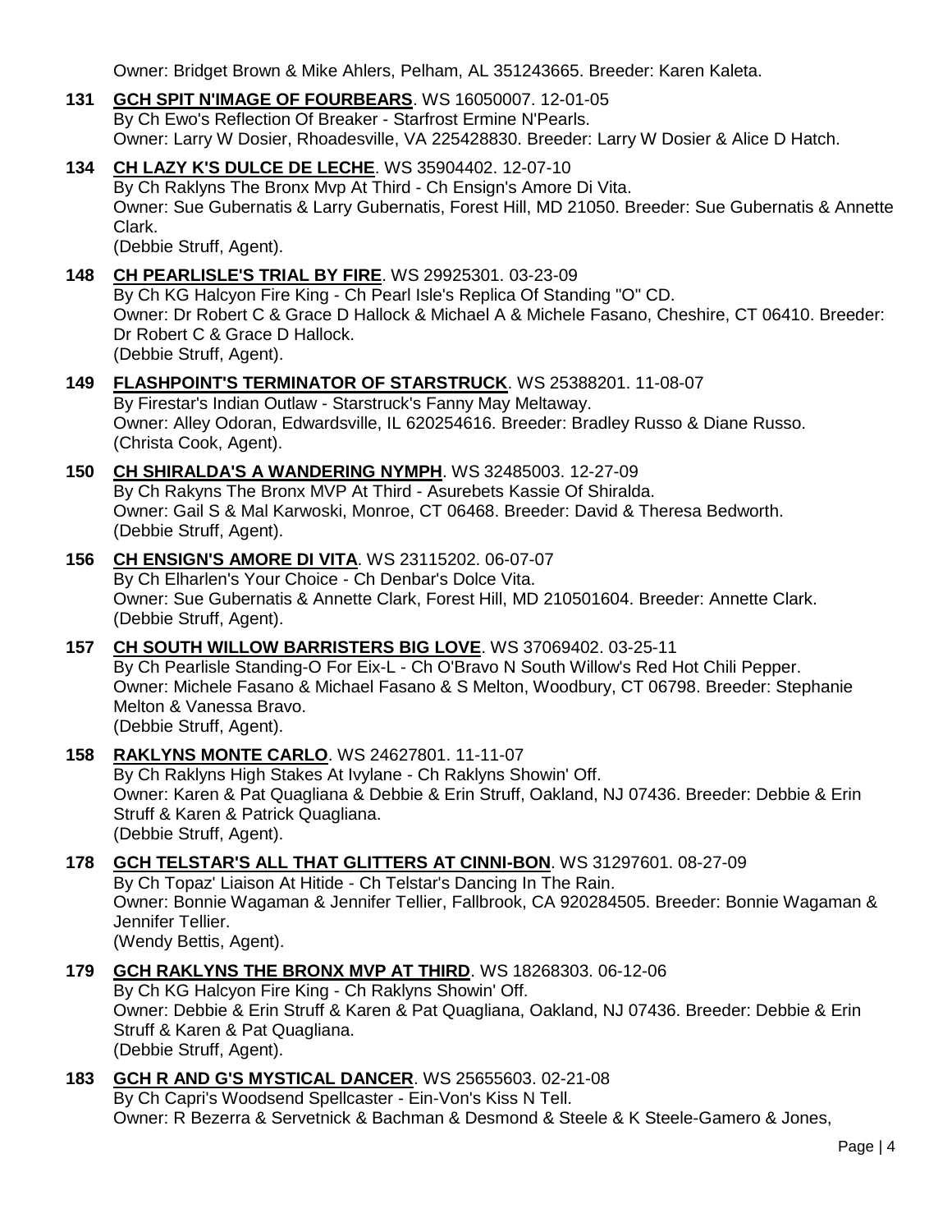Owner: Bridget Brown & Mike Ahlers, Pelham, AL 351243665. Breeder: Karen Kaleta.

**131** **GCH SPIT N'IMAGE OF FOURBEARS**. WS 16050007. 12-01-05
By Ch Ewo's Reflection Of Breaker - Starfrost Ermine N'Pearls.
Owner: Larry W Dosier, Rhoadesville, VA 225428830. Breeder: Larry W Dosier & Alice D Hatch.

**134** **CH LAZY K'S DULCE DE LECHE**. WS 35904402. 12-07-10
By Ch Raklyns The Bronx Mvp At Third - Ch Ensign's Amore Di Vita.
Owner: Sue Gubernatis & Larry Gubernatis, Forest Hill, MD 21050. Breeder: Sue Gubernatis & Annette Clark.
(Debbie Struff, Agent).

**148** **CH PEARLISLE'S TRIAL BY FIRE**. WS 29925301. 03-23-09
By Ch KG Halcyon Fire King - Ch Pearl Isle's Replica Of Standing "O" CD.
Owner: Dr Robert C & Grace D Hallock & Michael A & Michele Fasano, Cheshire, CT 06410. Breeder: Dr Robert C & Grace D Hallock.
(Debbie Struff, Agent).

**149** **FLASHPOINT'S TERMINATOR OF STARSTRUCK**. WS 25388201. 11-08-07
By Firestar's Indian Outlaw - Starstruck's Fanny May Meltaway.
Owner: Alley Odoran, Edwardsville, IL 620254616. Breeder: Bradley Russo & Diane Russo.
(Christa Cook, Agent).

**150** **CH SHIRALDA'S A WANDERING NYMPH**. WS 32485003. 12-27-09
By Ch Rakyns The Bronx MVP At Third - Asurebets Kassie Of Shiralda.
Owner: Gail S & Mal Karwoski, Monroe, CT 06468. Breeder: David & Theresa Bedworth.
(Debbie Struff, Agent).

**156** **CH ENSIGN'S AMORE DI VITA**. WS 23115202. 06-07-07
By Ch Elharlen's Your Choice - Ch Denbar's Dolce Vita.
Owner: Sue Gubernatis & Annette Clark, Forest Hill, MD 210501604. Breeder: Annette Clark.
(Debbie Struff, Agent).

**157** **CH SOUTH WILLOW BARRISTERS BIG LOVE**. WS 37069402. 03-25-11
By Ch Pearlisle Standing-O For Eix-L - Ch O'Bravo N South Willow's Red Hot Chili Pepper.
Owner: Michele Fasano & Michael Fasano & S Melton, Woodbury, CT 06798. Breeder: Stephanie Melton & Vanessa Bravo.
(Debbie Struff, Agent).

**158** **RAKLYNS MONTE CARLO**. WS 24627801. 11-11-07
By Ch Raklyns High Stakes At Ivylane - Ch Raklyns Showin' Off.
Owner: Karen & Pat Quagliana & Debbie & Erin Struff, Oakland, NJ 07436. Breeder: Debbie & Erin Struff & Karen & Patrick Quagliana.
(Debbie Struff, Agent).

**178** **GCH TELSTAR'S ALL THAT GLITTERS AT CINNI-BON**. WS 31297601. 08-27-09
By Ch Topaz' Liaison At Hitide - Ch Telstar's Dancing In The Rain.
Owner: Bonnie Wagaman & Jennifer Tellier, Fallbrook, CA 920284505. Breeder: Bonnie Wagaman & Jennifer Tellier.
(Wendy Bettis, Agent).

**179** **GCH RAKLYNS THE BRONX MVP AT THIRD**. WS 18268303. 06-12-06
By Ch KG Halcyon Fire King - Ch Raklyns Showin' Off.
Owner: Debbie & Erin Struff & Karen & Pat Quagliana, Oakland, NJ 07436. Breeder: Debbie & Erin Struff & Karen & Pat Quagliana.
(Debbie Struff, Agent).

**183** **GCH R AND G'S MYSTICAL DANCER**. WS 25655603. 02-21-08
By Ch Capri's Woodsend Spellcaster - Ein-Von's Kiss N Tell.
Owner: R Bezerra & Servetnick & Bachman & Desmond & Steele & K Steele-Gamero & Jones,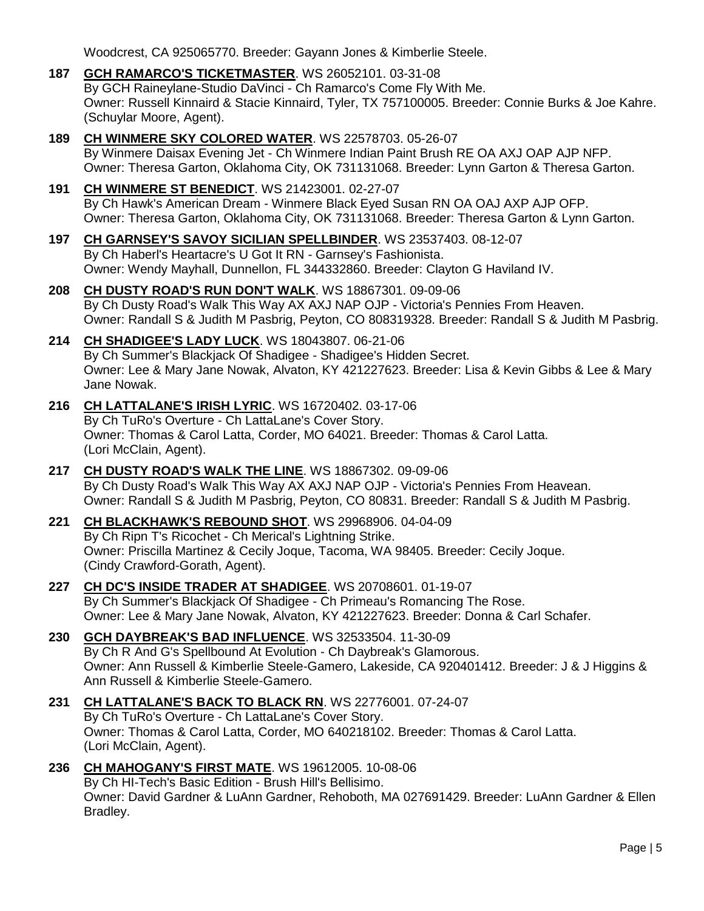Woodcrest, CA 925065770. Breeder: Gayann Jones & Kimberlie Steele.

**187** **GCH RAMARCO'S TICKETMASTER**. WS 26052101. 03-31-08
By GCH Raineylane-Studio DaVinci - Ch Ramarco's Come Fly With Me.
Owner: Russell Kinnaird & Stacie Kinnaird, Tyler, TX 757100005. Breeder: Connie Burks & Joe Kahre. (Schuylar Moore, Agent).

**189** **CH WINMERE SKY COLORED WATER**. WS 22578703. 05-26-07
By Winmere Daisax Evening Jet - Ch Winmere Indian Paint Brush RE OA AXJ OAP AJP NFP.
Owner: Theresa Garton, Oklahoma City, OK 731131068. Breeder: Lynn Garton & Theresa Garton.

**191** **CH WINMERE ST BENEDICT**. WS 21423001. 02-27-07
By Ch Hawk's American Dream - Winmere Black Eyed Susan RN OA OAJ AXP AJP OFP.
Owner: Theresa Garton, Oklahoma City, OK 731131068. Breeder: Theresa Garton & Lynn Garton.

**197** **CH GARNSEY'S SAVOY SICILIAN SPELLBINDER**. WS 23537403. 08-12-07
By Ch Haberl's Heartacre's U Got It RN - Garnsey's Fashionista.
Owner: Wendy Mayhall, Dunnellon, FL 344332860. Breeder: Clayton G Haviland IV.

**208** **CH DUSTY ROAD'S RUN DON'T WALK**. WS 18867301. 09-09-06
By Ch Dusty Road's Walk This Way AX AXJ NAP OJP - Victoria's Pennies From Heaven.
Owner: Randall S & Judith M Pasbrig, Peyton, CO 808319328. Breeder: Randall S & Judith M Pasbrig.

**214** **CH SHADIGEE'S LADY LUCK**. WS 18043807. 06-21-06
By Ch Summer's Blackjack Of Shadigee - Shadigee's Hidden Secret.
Owner: Lee & Mary Jane Nowak, Alvaton, KY 421227623. Breeder: Lisa & Kevin Gibbs & Lee & Mary Jane Nowak.

**216** **CH LATTALANE'S IRISH LYRIC**. WS 16720402. 03-17-06
By Ch TuRo's Overture - Ch LattaLane's Cover Story.
Owner: Thomas & Carol Latta, Corder, MO 64021. Breeder: Thomas & Carol Latta. (Lori McClain, Agent).

**217** **CH DUSTY ROAD'S WALK THE LINE**. WS 18867302. 09-09-06
By Ch Dusty Road's Walk This Way AX AXJ NAP OJP - Victoria's Pennies From Heavean.
Owner: Randall S & Judith M Pasbrig, Peyton, CO 80831. Breeder: Randall S & Judith M Pasbrig.

**221** **CH BLACKHAWK'S REBOUND SHOT**. WS 29968906. 04-04-09
By Ch Ripn T's Ricochet - Ch Merical's Lightning Strike.
Owner: Priscilla Martinez & Cecily Joque, Tacoma, WA 98405. Breeder: Cecily Joque. (Cindy Crawford-Gorath, Agent).

**227** **CH DC'S INSIDE TRADER AT SHADIGEE**. WS 20708601. 01-19-07
By Ch Summer's Blackjack Of Shadigee - Ch Primeau's Romancing The Rose.
Owner: Lee & Mary Jane Nowak, Alvaton, KY 421227623. Breeder: Donna & Carl Schafer.

**230** **GCH DAYBREAK'S BAD INFLUENCE**. WS 32533504. 11-30-09
By Ch R And G's Spellbound At Evolution - Ch Daybreak's Glamorous.
Owner: Ann Russell & Kimberlie Steele-Gamero, Lakeside, CA 920401412. Breeder: J & J Higgins & Ann Russell & Kimberlie Steele-Gamero.

**231** **CH LATTALANE'S BACK TO BLACK RN**. WS 22776001. 07-24-07
By Ch TuRo's Overture - Ch LattaLane's Cover Story.
Owner: Thomas & Carol Latta, Corder, MO 640218102. Breeder: Thomas & Carol Latta. (Lori McClain, Agent).

**236** **CH MAHOGANY'S FIRST MATE**. WS 19612005. 10-08-06
By Ch HI-Tech's Basic Edition - Brush Hill's Bellisimo.
Owner: David Gardner & LuAnn Gardner, Rehoboth, MA 027691429. Breeder: LuAnn Gardner & Ellen Bradley.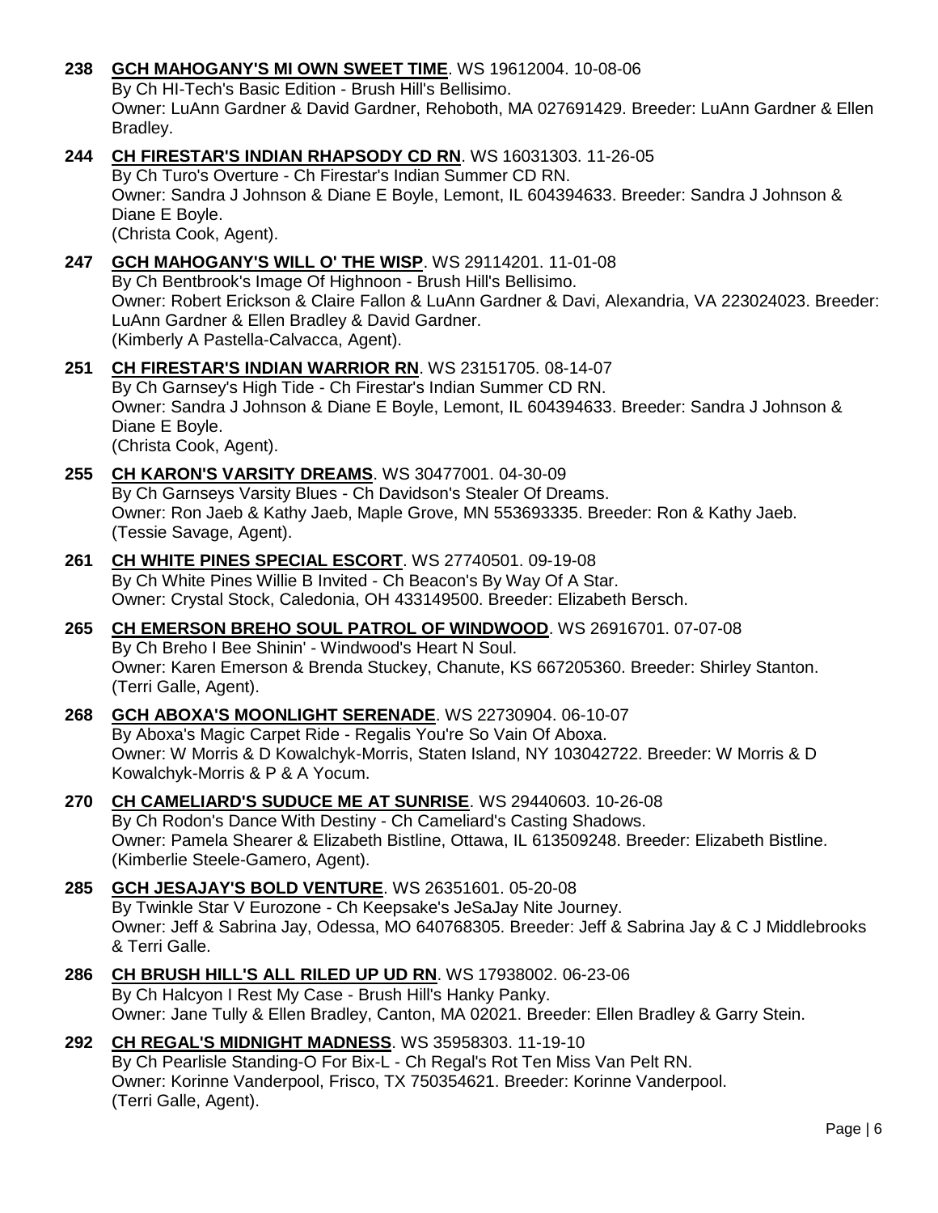**238 GCH MAHOGANY'S MI OWN SWEET TIME**. WS 19612004. 10-08-06
By Ch HI-Tech's Basic Edition - Brush Hill's Bellisimo.
Owner: LuAnn Gardner & David Gardner, Rehoboth, MA 027691429. Breeder: LuAnn Gardner & Ellen Bradley.

**244 CH FIRESTAR'S INDIAN RHAPSODY CD RN**. WS 16031303. 11-26-05
By Ch Turo's Overture - Ch Firestar's Indian Summer CD RN.
Owner: Sandra J Johnson & Diane E Boyle, Lemont, IL 604394633. Breeder: Sandra J Johnson & Diane E Boyle.
(Christa Cook, Agent).

**247 GCH MAHOGANY'S WILL O' THE WISP**. WS 29114201. 11-01-08
By Ch Bentbrook's Image Of Highnoon - Brush Hill's Bellisimo.
Owner: Robert Erickson & Claire Fallon & LuAnn Gardner & Davi, Alexandria, VA 223024023. Breeder: LuAnn Gardner & Ellen Bradley & David Gardner.
(Kimberly A Pastella-Calvacca, Agent).

**251 CH FIRESTAR'S INDIAN WARRIOR RN**. WS 23151705. 08-14-07
By Ch Garnsey's High Tide - Ch Firestar's Indian Summer CD RN.
Owner: Sandra J Johnson & Diane E Boyle, Lemont, IL 604394633. Breeder: Sandra J Johnson & Diane E Boyle.
(Christa Cook, Agent).

**255 CH KARON'S VARSITY DREAMS**. WS 30477001. 04-30-09
By Ch Garnseys Varsity Blues - Ch Davidson's Stealer Of Dreams.
Owner: Ron Jaeb & Kathy Jaeb, Maple Grove, MN 553693335. Breeder: Ron & Kathy Jaeb.
(Tessie Savage, Agent).

**261 CH WHITE PINES SPECIAL ESCORT**. WS 27740501. 09-19-08
By Ch White Pines Willie B Invited - Ch Beacon's By Way Of A Star.
Owner: Crystal Stock, Caledonia, OH 433149500. Breeder: Elizabeth Bersch.

**265 CH EMERSON BREHO SOUL PATROL OF WINDWOOD**. WS 26916701. 07-07-08
By Ch Breho I Bee Shinin' - Windwood's Heart N Soul.
Owner: Karen Emerson & Brenda Stuckey, Chanute, KS 667205360. Breeder: Shirley Stanton.
(Terri Galle, Agent).

**268 GCH ABOXA'S MOONLIGHT SERENADE**. WS 22730904. 06-10-07
By Aboxa's Magic Carpet Ride - Regalis You're So Vain Of Aboxa.
Owner: W Morris & D Kowalchyk-Morris, Staten Island, NY 103042722. Breeder: W Morris & D Kowalchyk-Morris & P & A Yocum.

**270 CH CAMELIARD'S SUDUCE ME AT SUNRISE**. WS 29440603. 10-26-08
By Ch Rodon's Dance With Destiny - Ch Cameliard's Casting Shadows.
Owner: Pamela Shearer & Elizabeth Bistline, Ottawa, IL 613509248. Breeder: Elizabeth Bistline.
(Kimberlie Steele-Gamero, Agent).

**285 GCH JESAJAY'S BOLD VENTURE**. WS 26351601. 05-20-08
By Twinkle Star V Eurozone - Ch Keepsake's JeSaJay Nite Journey.
Owner: Jeff & Sabrina Jay, Odessa, MO 640768305. Breeder: Jeff & Sabrina Jay & C J Middlebrooks & Terri Galle.

**286 CH BRUSH HILL'S ALL RILED UP UD RN**. WS 17938002. 06-23-06
By Ch Halcyon I Rest My Case - Brush Hill's Hanky Panky.
Owner: Jane Tully & Ellen Bradley, Canton, MA 02021. Breeder: Ellen Bradley & Garry Stein.

**292 CH REGAL'S MIDNIGHT MADNESS**. WS 35958303. 11-19-10
By Ch Pearlisle Standing-O For Bix-L - Ch Regal's Rot Ten Miss Van Pelt RN.
Owner: Korinne Vanderpool, Frisco, TX 750354621. Breeder: Korinne Vanderpool.
(Terri Galle, Agent).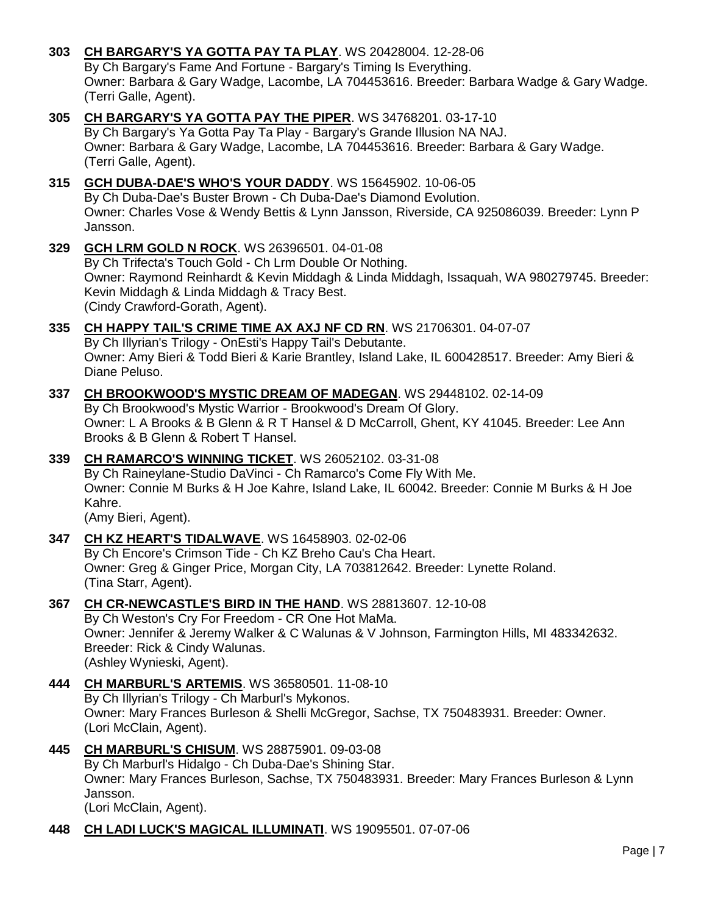**303 CH BARGARY'S YA GOTTA PAY TA PLAY**. WS 20428004. 12-28-06
By Ch Bargary's Fame And Fortune - Bargary's Timing Is Everything.
Owner: Barbara & Gary Wadge, Lacombe, LA 704453616. Breeder: Barbara Wadge & Gary Wadge.
(Terri Galle, Agent).

**305 CH BARGARY'S YA GOTTA PAY THE PIPER**. WS 34768201. 03-17-10
By Ch Bargary's Ya Gotta Pay Ta Play - Bargary's Grande Illusion NA NAJ.
Owner: Barbara & Gary Wadge, Lacombe, LA 704453616. Breeder: Barbara & Gary Wadge.
(Terri Galle, Agent).

**315 GCH DUBA-DAE'S WHO'S YOUR DADDY**. WS 15645902. 10-06-05
By Ch Duba-Dae's Buster Brown - Ch Duba-Dae's Diamond Evolution.
Owner: Charles Vose & Wendy Bettis & Lynn Jansson, Riverside, CA 925086039. Breeder: Lynn P Jansson.

**329 GCH LRM GOLD N ROCK**. WS 26396501. 04-01-08
By Ch Trifecta's Touch Gold - Ch Lrm Double Or Nothing.
Owner: Raymond Reinhardt & Kevin Middagh & Linda Middagh, Issaquah, WA 980279745. Breeder: Kevin Middagh & Linda Middagh & Tracy Best.
(Cindy Crawford-Gorath, Agent).

**335 CH HAPPY TAIL'S CRIME TIME AX AXJ NF CD RN**. WS 21706301. 04-07-07
By Ch Illyrian's Trilogy - OnEsti's Happy Tail's Debutante.
Owner: Amy Bieri & Todd Bieri & Karie Brantley, Island Lake, IL 600428517. Breeder: Amy Bieri & Diane Peluso.

**337 CH BROOKWOOD'S MYSTIC DREAM OF MADEGAN**. WS 29448102. 02-14-09
By Ch Brookwood's Mystic Warrior - Brookwood's Dream Of Glory.
Owner: L A Brooks & B Glenn & R T Hansel & D McCarroll, Ghent, KY 41045. Breeder: Lee Ann Brooks & B Glenn & Robert T Hansel.

**339 CH RAMARCO'S WINNING TICKET**. WS 26052102. 03-31-08
By Ch Raineylane-Studio DaVinci - Ch Ramarco's Come Fly With Me.
Owner: Connie M Burks & H Joe Kahre, Island Lake, IL 60042. Breeder: Connie M Burks & H Joe Kahre.
(Amy Bieri, Agent).

**347 CH KZ HEART'S TIDALWAVE**. WS 16458903. 02-02-06
By Ch Encore's Crimson Tide - Ch KZ Breho Cau's Cha Heart.
Owner: Greg & Ginger Price, Morgan City, LA 703812642. Breeder: Lynette Roland.
(Tina Starr, Agent).

**367 CH CR-NEWCASTLE'S BIRD IN THE HAND**. WS 28813607. 12-10-08
By Ch Weston's Cry For Freedom - CR One Hot MaMa.
Owner: Jennifer & Jeremy Walker & C Walunas & V Johnson, Farmington Hills, MI 483342632.
Breeder: Rick & Cindy Walunas.
(Ashley Wynieski, Agent).

**444 CH MARBURL'S ARTEMIS**. WS 36580501. 11-08-10
By Ch Illyrian's Trilogy - Ch Marburl's Mykonos.
Owner: Mary Frances Burleson & Shelli McGregor, Sachse, TX 750483931. Breeder: Owner.
(Lori McClain, Agent).

**445 CH MARBURL'S CHISUM**. WS 28875901. 09-03-08
By Ch Marburl's Hidalgo - Ch Duba-Dae's Shining Star.
Owner: Mary Frances Burleson, Sachse, TX 750483931. Breeder: Mary Frances Burleson & Lynn Jansson.
(Lori McClain, Agent).

**448 CH LADI LUCK'S MAGICAL ILLUMINATI**. WS 19095501. 07-07-06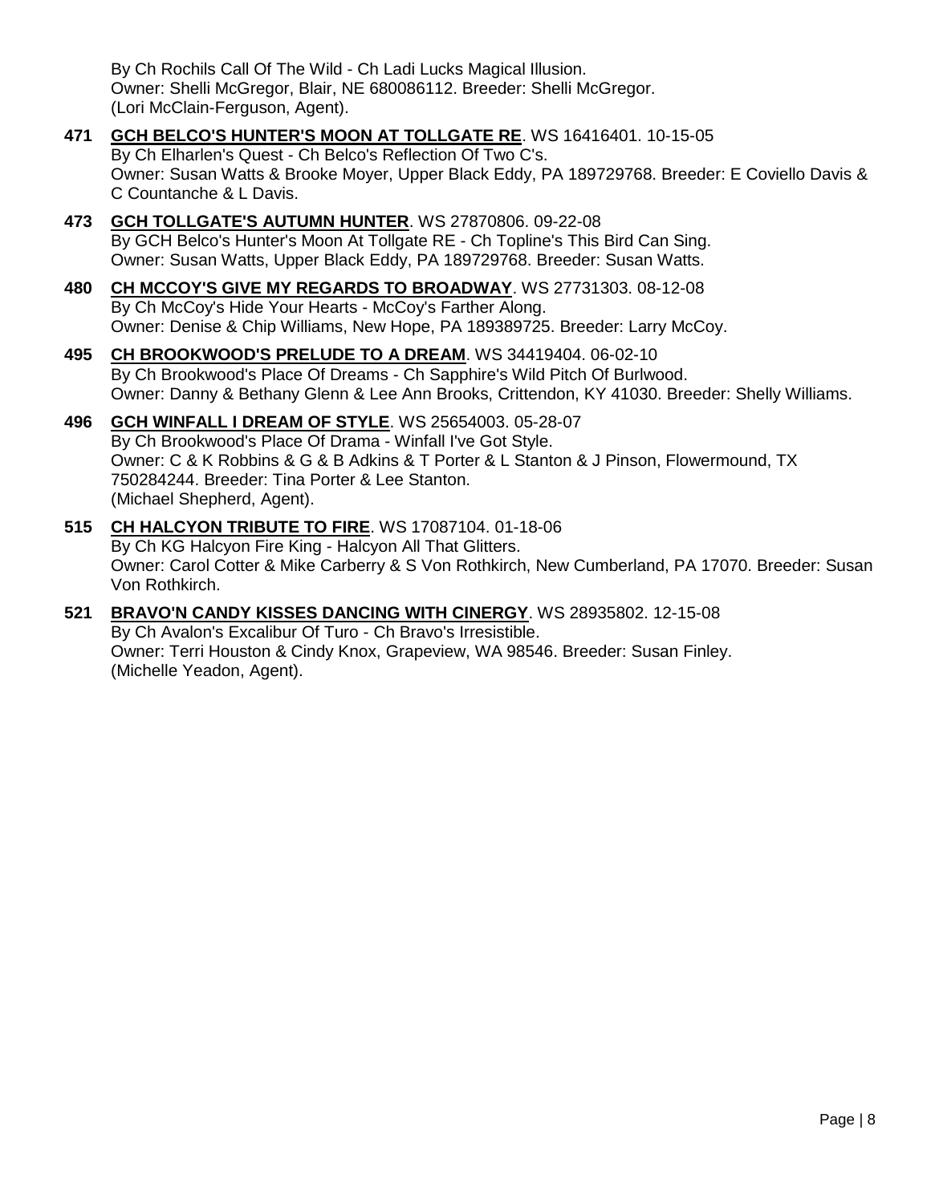By Ch Rochils Call Of The Wild - Ch Ladi Lucks Magical Illusion.
Owner: Shelli McGregor, Blair, NE 680086112. Breeder: Shelli McGregor.
(Lori McClain-Ferguson, Agent).

**471** **GCH BELCO'S HUNTER'S MOON AT TOLLGATE RE**. WS 16416401. 10-15-05
By Ch Elharlen's Quest - Ch Belco's Reflection Of Two C's.
Owner: Susan Watts & Brooke Moyer, Upper Black Eddy, PA 189729768. Breeder: E Coviello Davis & C Countanche & L Davis.

**473** **GCH TOLLGATE'S AUTUMN HUNTER**. WS 27870806. 09-22-08
By GCH Belco's Hunter's Moon At Tollgate RE - Ch Topline's This Bird Can Sing.
Owner: Susan Watts, Upper Black Eddy, PA 189729768. Breeder: Susan Watts.

**480** **CH MCCOY'S GIVE MY REGARDS TO BROADWAY**. WS 27731303. 08-12-08
By Ch McCoy's Hide Your Hearts - McCoy's Farther Along.
Owner: Denise & Chip Williams, New Hope, PA 189389725. Breeder: Larry McCoy.

**495** **CH BROOKWOOD'S PRELUDE TO A DREAM**. WS 34419404. 06-02-10
By Ch Brookwood's Place Of Dreams - Ch Sapphire's Wild Pitch Of Burlwood.
Owner: Danny & Bethany Glenn & Lee Ann Brooks, Crittendon, KY 41030. Breeder: Shelly Williams.

**496** **GCH WINFALL I DREAM OF STYLE**. WS 25654003. 05-28-07
By Ch Brookwood's Place Of Drama - Winfall I've Got Style.
Owner: C & K Robbins & G & B Adkins & T Porter & L Stanton & J Pinson, Flowermound, TX 750284244. Breeder: Tina Porter & Lee Stanton.
(Michael Shepherd, Agent).

**515** **CH HALCYON TRIBUTE TO FIRE**. WS 17087104. 01-18-06
By Ch KG Halcyon Fire King - Halcyon All That Glitters.
Owner: Carol Cotter & Mike Carberry & S Von Rothkirch, New Cumberland, PA 17070. Breeder: Susan Von Rothkirch.

**521** **BRAVO'N CANDY KISSES DANCING WITH CINERGY**. WS 28935802. 12-15-08
By Ch Avalon's Excalibur Of Turo - Ch Bravo's Irresistible.
Owner: Terri Houston & Cindy Knox, Grapeview, WA 98546. Breeder: Susan Finley.
(Michelle Yeadon, Agent).